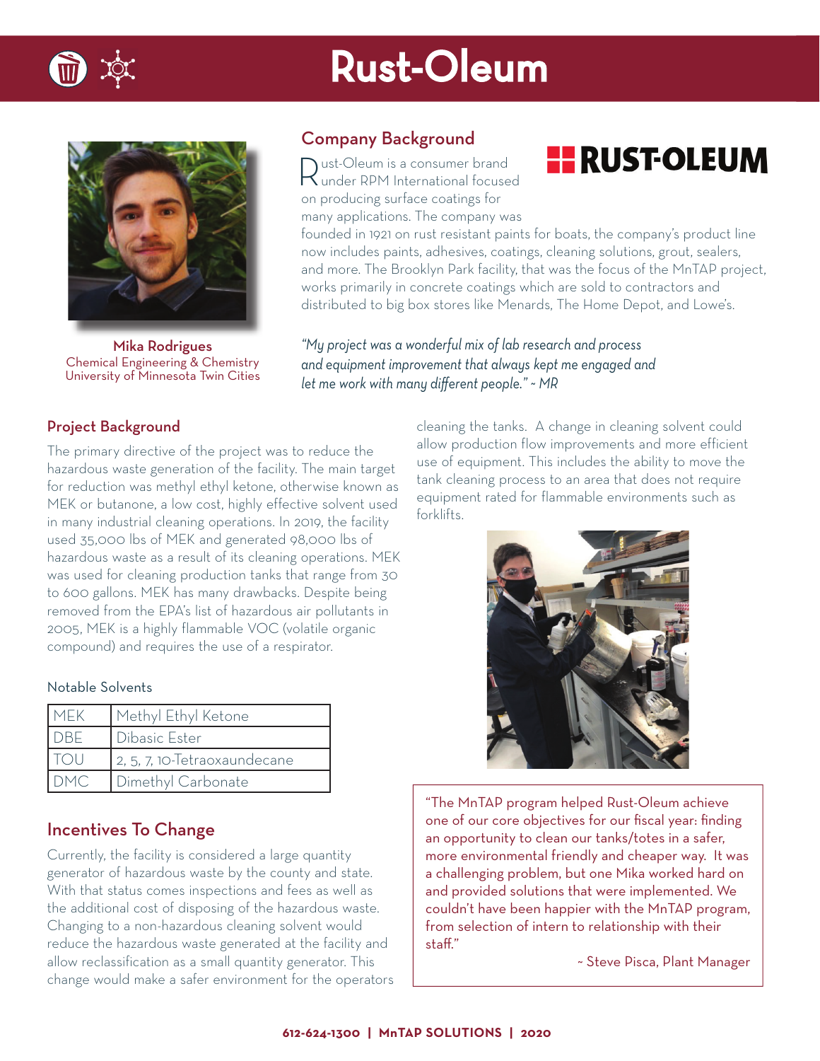# Rust-Oleum

Mika Rodrigues
Chemical Engineering & Chemistry
University of Minnesota Twin Cities

## Company Background

Rust-Oleum is a consumer brand under RPM International focused on producing surface coatings for many applications. The company was founded in 1921 on rust resistant paints for boats, the company's product line now includes paints, adhesives, coatings, cleaning solutions, grout, sealers, and more. The Brooklyn Park facility, that was the focus of the MnTAP project, works primarily in concrete coatings which are sold to contractors and distributed to big box stores like Menards, The Home Depot, and Lowe's.

*"My project was a wonderful mix of lab research and process and equipment improvement that always kept me engaged and let me work with many different people." ~ MR*

## Project Background

The primary directive of the project was to reduce the hazardous waste generation of the facility. The main target for reduction was methyl ethyl ketone, otherwise known as MEK or butanone, a low cost, highly effective solvent used in many industrial cleaning operations. In 2019, the facility used 35,000 lbs of MEK and generated 98,000 lbs of hazardous waste as a result of its cleaning operations. MEK was used for cleaning production tanks that range from 30 to 600 gallons. MEK has many drawbacks. Despite being removed from the EPA's list of hazardous air pollutants in 2005, MEK is a highly flammable VOC (volatile organic compound) and requires the use of a respirator.

Notable Solvents

| MEK | Methyl Ethyl Ketone |
|---|---|
| DBE | Dibasic Ester |
| TOU | 2, 5, 7, 10-Tetraoxaundecane |
| DMC | Dimethyl Carbonate |

## Incentives To Change

Currently, the facility is considered a large quantity generator of hazardous waste by the county and state. With that status comes inspections and fees as well as the additional cost of disposing of the hazardous waste. Changing to a non-hazardous cleaning solvent would reduce the hazardous waste generated at the facility and allow reclassification as a small quantity generator. This change would make a safer environment for the operators cleaning the tanks. A change in cleaning solvent could allow production flow improvements and more efficient use of equipment. This includes the ability to move the tank cleaning process to an area that does not require equipment rated for flammable environments such as forklifts.

"The MnTAP program helped Rust-Oleum achieve one of our core objectives for our fiscal year: finding an opportunity to clean our tanks/totes in a safer, more environmental friendly and cheaper way. It was a challenging problem, but one Mika worked hard on and provided solutions that were implemented. We couldn't have been happier with the MnTAP program, from selection of intern to relationship with their staff."

~ Steve Pisca, Plant Manager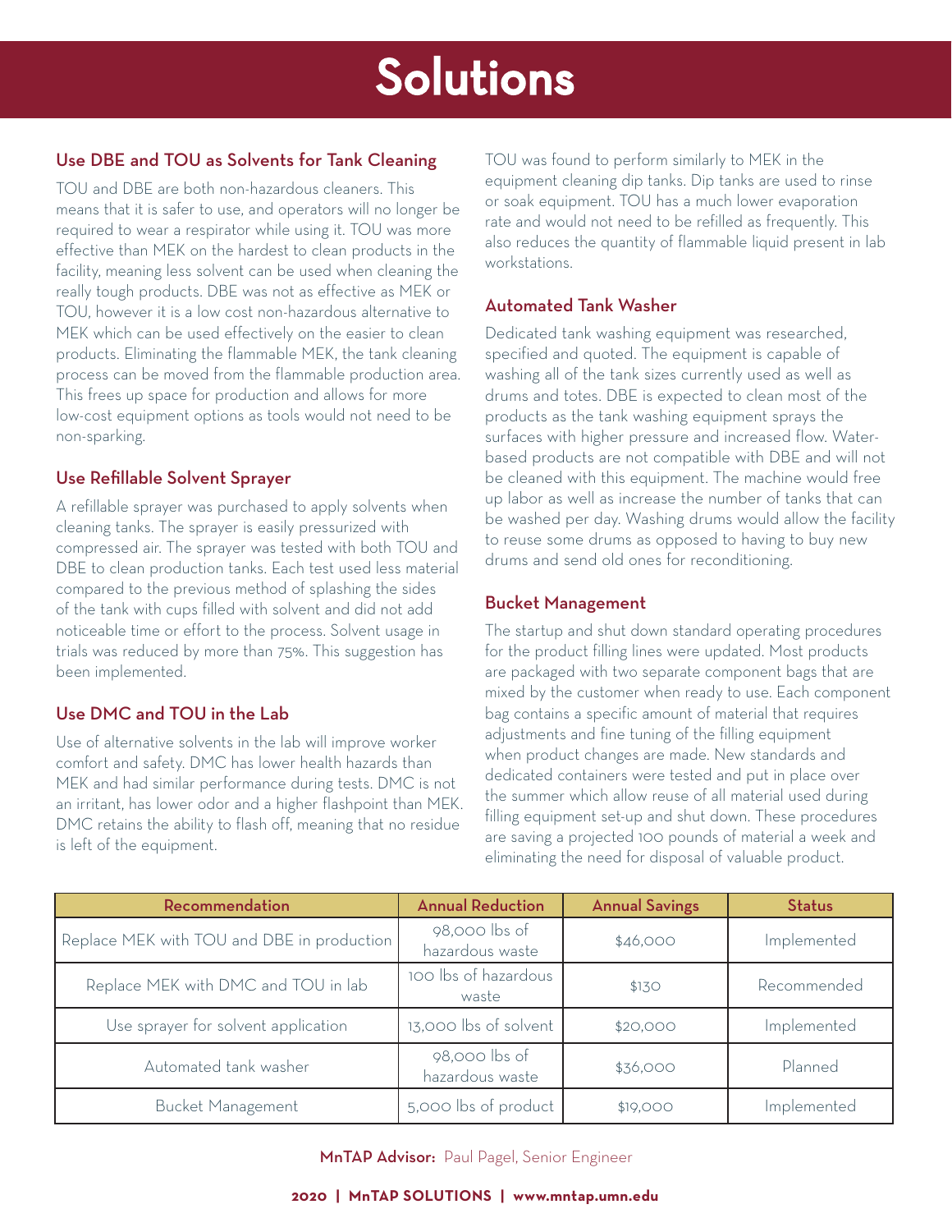# Solutions

### Use DBE and TOU as Solvents for Tank Cleaning

TOU and DBE are both non-hazardous cleaners. This means that it is safer to use, and operators will no longer be required to wear a respirator while using it. TOU was more effective than MEK on the hardest to clean products in the facility, meaning less solvent can be used when cleaning the really tough products. DBE was not as effective as MEK or TOU, however it is a low cost non-hazardous alternative to MEK which can be used effectively on the easier to clean products. Eliminating the flammable MEK, the tank cleaning process can be moved from the flammable production area. This frees up space for production and allows for more low-cost equipment options as tools would not need to be non-sparking.

### Use Refillable Solvent Sprayer

A refillable sprayer was purchased to apply solvents when cleaning tanks. The sprayer is easily pressurized with compressed air. The sprayer was tested with both TOU and DBE to clean production tanks. Each test used less material compared to the previous method of splashing the sides of the tank with cups filled with solvent and did not add noticeable time or effort to the process. Solvent usage in trials was reduced by more than 75%. This suggestion has been implemented.

### Use DMC and TOU in the Lab

Use of alternative solvents in the lab will improve worker comfort and safety. DMC has lower health hazards than MEK and had similar performance during tests. DMC is not an irritant, has lower odor and a higher flashpoint than MEK. DMC retains the ability to flash off, meaning that no residue is left of the equipment.

TOU was found to perform similarly to MEK in the equipment cleaning dip tanks. Dip tanks are used to rinse or soak equipment. TOU has a much lower evaporation rate and would not need to be refilled as frequently. This also reduces the quantity of flammable liquid present in lab workstations.

### Automated Tank Washer

Dedicated tank washing equipment was researched, specified and quoted. The equipment is capable of washing all of the tank sizes currently used as well as drums and totes. DBE is expected to clean most of the products as the tank washing equipment sprays the surfaces with higher pressure and increased flow. Water-based products are not compatible with DBE and will not be cleaned with this equipment. The machine would free up labor as well as increase the number of tanks that can be washed per day. Washing drums would allow the facility to reuse some drums as opposed to having to buy new drums and send old ones for reconditioning.

### Bucket Management

The startup and shut down standard operating procedures for the product filling lines were updated. Most products are packaged with two separate component bags that are mixed by the customer when ready to use. Each component bag contains a specific amount of material that requires adjustments and fine tuning of the filling equipment when product changes are made. New standards and dedicated containers were tested and put in place over the summer which allow reuse of all material used during filling equipment set-up and shut down. These procedures are saving a projected 100 pounds of material a week and eliminating the need for disposal of valuable product.

| Recommendation | Annual Reduction | Annual Savings | Status |
|---|---|---|---|
| Replace MEK with TOU and DBE in production | 98,000 lbs of hazardous waste | $46,000 | Implemented |
| Replace MEK with DMC and TOU in lab | 100 lbs of hazardous waste | $130 | Recommended |
| Use sprayer for solvent application | 13,000 lbs of solvent | $20,000 | Implemented |
| Automated tank washer | 98,000 lbs of hazardous waste | $36,000 | Planned |
| Bucket Management | 5,000 lbs of product | $19,000 | Implemented |

**MnTAP Advisor:** Paul Pagel, Senior Engineer